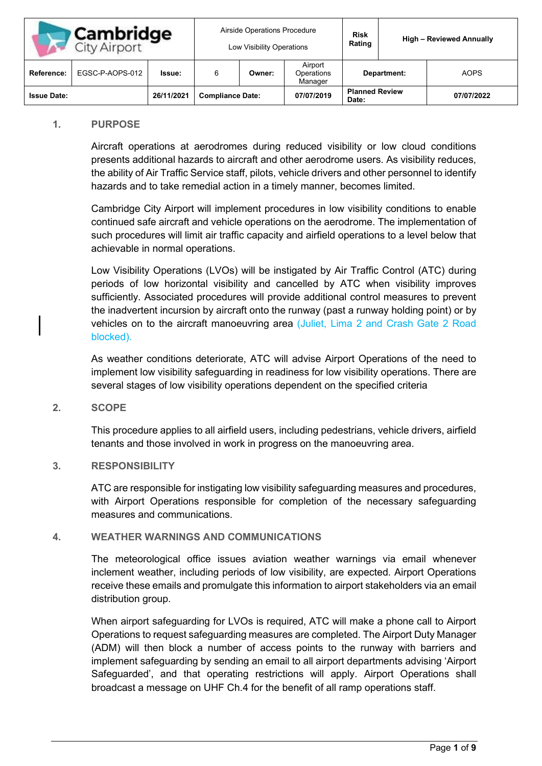| Cambridge City Airport | Airside Operations Procedure<br>Low Visibility Operations | | | Risk Rating | High – Reviewed Annually | |
|---|---|---|---|---|---|---|
| **Reference:** | EGSC-P-AOPS-012 | **Issue:** | 6 | **Owner:** | Airport Operations Manager | **Department:** | AOPS |
| **Issue Date:** | | 26/11/2021 | **Compliance Date:** | | 07/07/2019 | **Planned Review Date:** | 07/07/2022 |

## 1. PURPOSE

Aircraft operations at aerodromes during reduced visibility or low cloud conditions presents additional hazards to aircraft and other aerodrome users. As visibility reduces, the ability of Air Traffic Service staff, pilots, vehicle drivers and other personnel to identify hazards and to take remedial action in a timely manner, becomes limited.

Cambridge City Airport will implement procedures in low visibility conditions to enable continued safe aircraft and vehicle operations on the aerodrome. The implementation of such procedures will limit air traffic capacity and airfield operations to a level below that achievable in normal operations.

Low Visibility Operations (LVOs) will be instigated by Air Traffic Control (ATC) during periods of low horizontal visibility and cancelled by ATC when visibility improves sufficiently. Associated procedures will provide additional control measures to prevent the inadvertent incursion by aircraft onto the runway (past a runway holding point) or by vehicles on to the aircraft manoeuvring area (Juliet, Lima 2 and Crash Gate 2 Road blocked).

As weather conditions deteriorate, ATC will advise Airport Operations of the need to implement low visibility safeguarding in readiness for low visibility operations. There are several stages of low visibility operations dependent on the specified criteria

## 2. SCOPE

This procedure applies to all airfield users, including pedestrians, vehicle drivers, airfield tenants and those involved in work in progress on the manoeuvring area.

## 3. RESPONSIBILITY

ATC are responsible for instigating low visibility safeguarding measures and procedures, with Airport Operations responsible for completion of the necessary safeguarding measures and communications.

## 4. WEATHER WARNINGS AND COMMUNICATIONS

The meteorological office issues aviation weather warnings via email whenever inclement weather, including periods of low visibility, are expected. Airport Operations receive these emails and promulgate this information to airport stakeholders via an email distribution group.

When airport safeguarding for LVOs is required, ATC will make a phone call to Airport Operations to request safeguarding measures are completed. The Airport Duty Manager (ADM) will then block a number of access points to the runway with barriers and implement safeguarding by sending an email to all airport departments advising 'Airport Safeguarded', and that operating restrictions will apply. Airport Operations shall broadcast a message on UHF Ch.4 for the benefit of all ramp operations staff.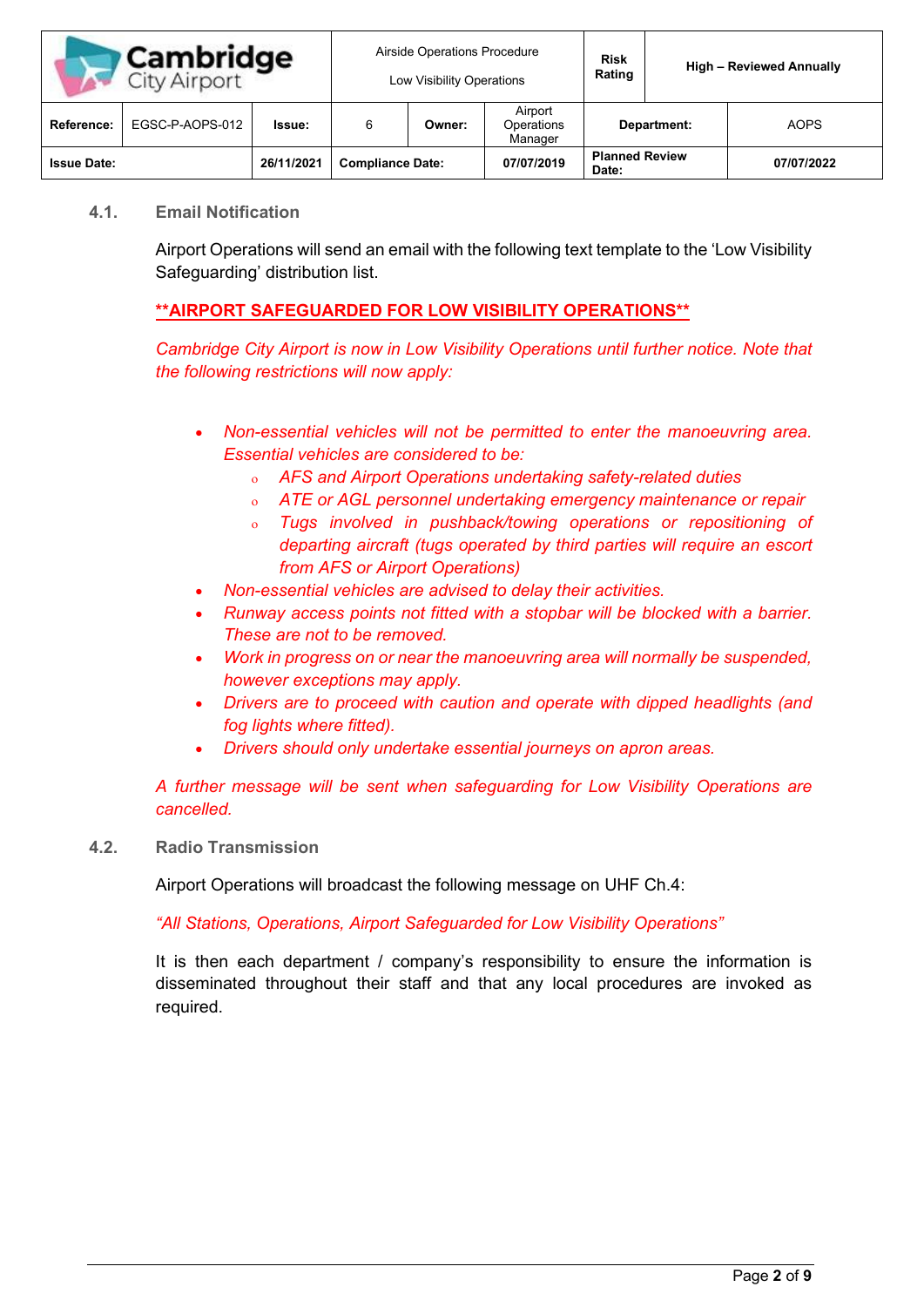### 4.1. Email Notification

Airport Operations will send an email with the following text template to the 'Low Visibility Safeguarding' distribution list.

**<u>**AIRPORT SAFEGUARDED FOR LOW VISIBILITY OPERATIONS**</u>**

*Cambridge City Airport is now in Low Visibility Operations until further notice. Note that the following restrictions will now apply:*

- *Non-essential vehicles will not be permitted to enter the manoeuvring area. Essential vehicles are considered to be:*
  - *AFS and Airport Operations undertaking safety-related duties*
  - *ATE or AGL personnel undertaking emergency maintenance or repair*
  - *Tugs involved in pushback/towing operations or repositioning of departing aircraft (tugs operated by third parties will require an escort from AFS or Airport Operations)*
- *Non-essential vehicles are advised to delay their activities.*
- *Runway access points not fitted with a stopbar will be blocked with a barrier. These are not to be removed.*
- *Work in progress on or near the manoeuvring area will normally be suspended, however exceptions may apply.*
- *Drivers are to proceed with caution and operate with dipped headlights (and fog lights where fitted).*
- *Drivers should only undertake essential journeys on apron areas.*

*A further message will be sent when safeguarding for Low Visibility Operations are cancelled.*

### 4.2. Radio Transmission

Airport Operations will broadcast the following message on UHF Ch.4:

*"All Stations, Operations, Airport Safeguarded for Low Visibility Operations"*

It is then each department / company's responsibility to ensure the information is disseminated throughout their staff and that any local procedures are invoked as required.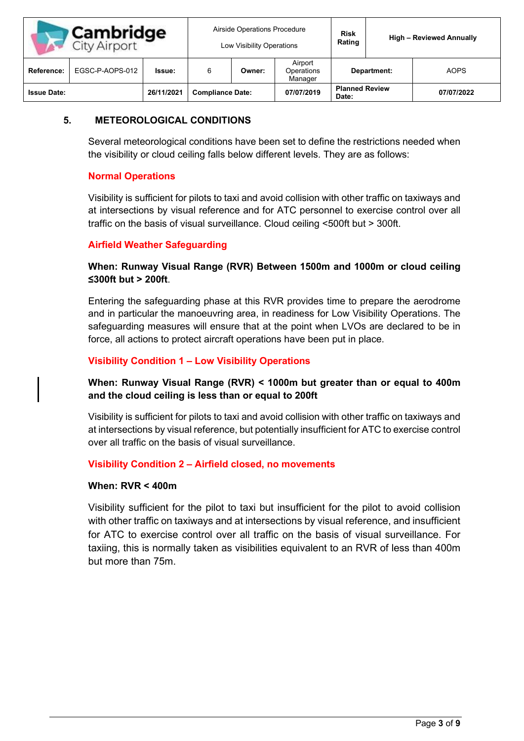## 5. METEOROLOGICAL CONDITIONS

Several meteorological conditions have been set to define the restrictions needed when the visibility or cloud ceiling falls below different levels. They are as follows:

### Normal Operations

Visibility is sufficient for pilots to taxi and avoid collision with other traffic on taxiways and at intersections by visual reference and for ATC personnel to exercise control over all traffic on the basis of visual surveillance. Cloud ceiling <500ft but > 300ft.

### Airfield Weather Safeguarding

**When: Runway Visual Range (RVR) Between 1500m and 1000m or cloud ceiling ≤300ft but > 200ft**.

Entering the safeguarding phase at this RVR provides time to prepare the aerodrome and in particular the manoeuvring area, in readiness for Low Visibility Operations. The safeguarding measures will ensure that at the point when LVOs are declared to be in force, all actions to protect aircraft operations have been put in place.

### Visibility Condition 1 – Low Visibility Operations

**When: Runway Visual Range (RVR) < 1000m but greater than or equal to 400m and the cloud ceiling is less than or equal to 200ft**

Visibility is sufficient for pilots to taxi and avoid collision with other traffic on taxiways and at intersections by visual reference, but potentially insufficient for ATC to exercise control over all traffic on the basis of visual surveillance.

### Visibility Condition 2 – Airfield closed, no movements

**When: RVR < 400m**

Visibility sufficient for the pilot to taxi but insufficient for the pilot to avoid collision with other traffic on taxiways and at intersections by visual reference, and insufficient for ATC to exercise control over all traffic on the basis of visual surveillance. For taxiing, this is normally taken as visibilities equivalent to an RVR of less than 400m but more than 75m.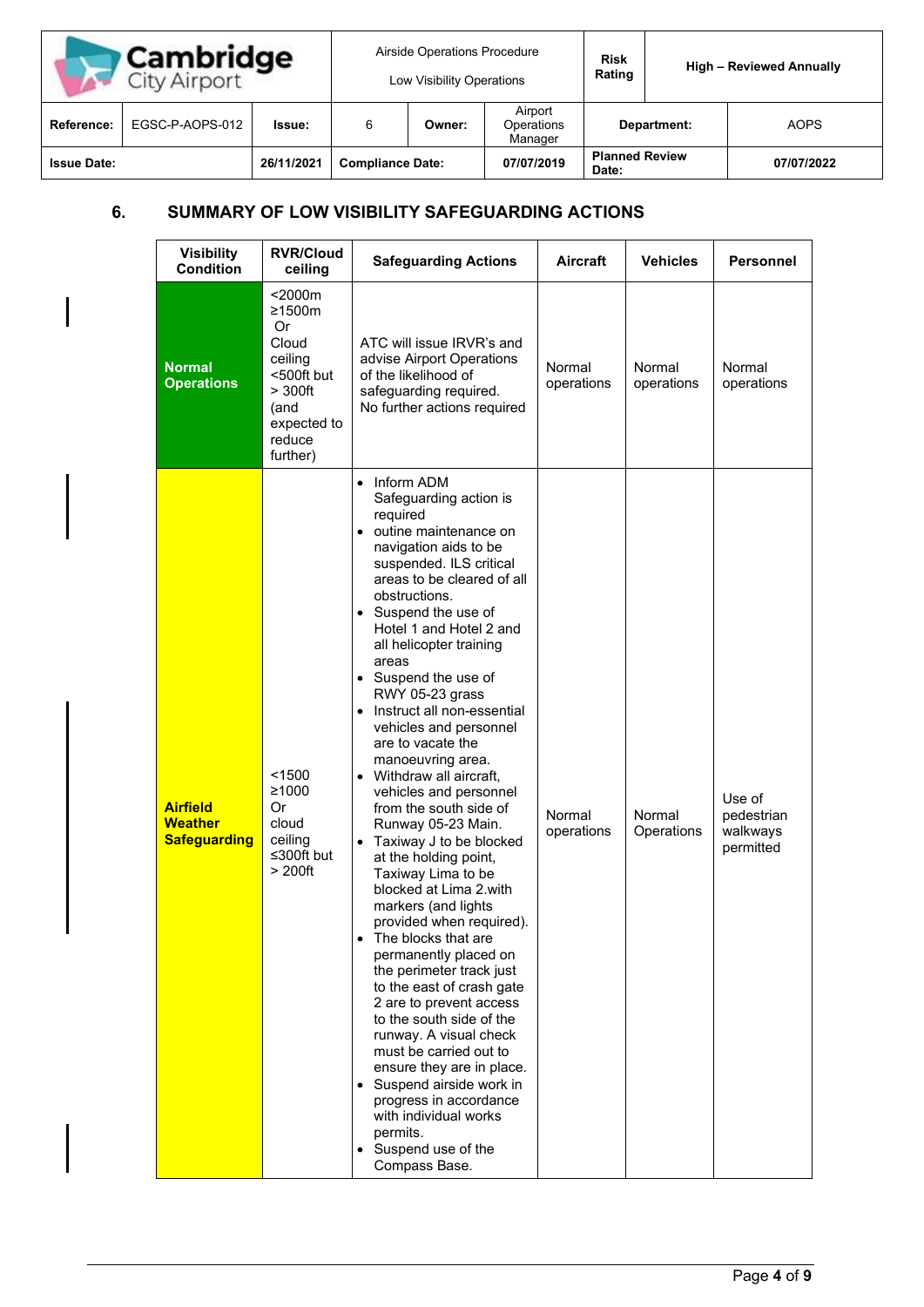| Cambridge City Airport | Airside Operations Procedure<br>Low Visibility Operations | | Risk Rating | High – Reviewed Annually | |
|---|---|---|---|---|---|
| **Reference:** | EGSC-P-AOPS-012 | **Issue:** 6 | **Owner:** Airport Operations Manager | **Department:** | AOPS |
| **Issue Date:** | 26/11/2021 | **Compliance Date:** | 07/07/2019 | **Planned Review Date:** | 07/07/2022 |

## 6. SUMMARY OF LOW VISIBILITY SAFEGUARDING ACTIONS

| Visibility Condition | RVR/Cloud ceiling | Safeguarding Actions | Aircraft | Vehicles | Personnel |
|---|---|---|---|---|---|
| **Normal Operations** | <2000m ≥1500m Or Cloud ceiling <500ft but > 300ft (and expected to reduce further) | ATC will issue IRVR's and advise Airport Operations of the likelihood of safeguarding required. No further actions required | Normal operations | Normal operations | Normal operations |
| **Airfield Weather Safeguarding** | <1500 ≥1000 Or cloud ceiling ≤300ft but > 200ft | • Inform ADM Safeguarding action is required<br>• outine maintenance on navigation aids to be suspended. ILS critical areas to be cleared of all obstructions.<br>• Suspend the use of Hotel 1 and Hotel 2 and all helicopter training areas<br>• Suspend the use of RWY 05-23 grass<br>• Instruct all non-essential vehicles and personnel are to vacate the manoeuvring area.<br>• Withdraw all aircraft, vehicles and personnel from the south side of Runway 05-23 Main.<br>• Taxiway J to be blocked at the holding point, Taxiway Lima to be blocked at Lima 2.with markers (and lights provided when required).<br>• The blocks that are permanently placed on the perimeter track just to the east of crash gate 2 are to prevent access to the south side of the runway. A visual check must be carried out to ensure they are in place.<br>• Suspend airside work in progress in accordance with individual works permits.<br>• Suspend use of the Compass Base. | Normal operations | Normal Operations | Use of pedestrian walkways permitted |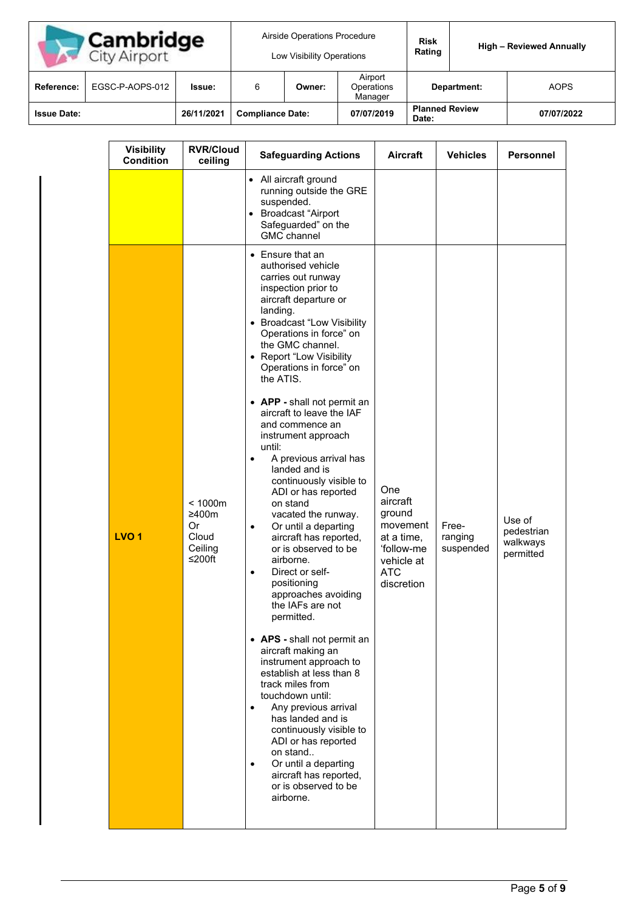| Airside Operations Procedure<br>Low Visibility Operations | Risk Rating | High – Reviewed Annually | | | |
|---|---|---|---|---|---|
| **Reference:** EGSC-P-AOPS-012 | **Issue:** 6 | **Owner:** Airport Operations Manager | **Department:** AOPS | | |
| **Issue Date:** 26/11/2021 | **Compliance Date:** 07/07/2019 | **Planned Review Date:** 07/07/2022 | | | |

| Visibility Condition | RVR/Cloud ceiling | Safeguarding Actions | Aircraft | Vehicles | Personnel |
|---|---|---|---|---|---|
| | | • All aircraft ground running outside the GRE suspended.<br>• Broadcast "Airport Safeguarded" on the GMC channel | | | |
| **LVO 1** | < 1000m ≥400m Or Cloud Ceiling ≤200ft | • Ensure that an authorised vehicle carries out runway inspection prior to aircraft departure or landing.<br>• Broadcast "Low Visibility Operations in force" on the GMC channel.<br>• Report "Low Visibility Operations in force" on the ATIS.<br><br>• **APP -** shall not permit an aircraft to leave the IAF and commence an instrument approach until:<br>• A previous arrival has landed and is continuously visible to ADI or has reported on stand vacated the runway.<br>• Or until a departing aircraft has reported, or is observed to be airborne.<br>• Direct or self-positioning approaches avoiding the IAFs are not permitted.<br><br>• **APS -** shall not permit an aircraft making an instrument approach to establish at less than 8 track miles from touchdown until:<br>• Any previous arrival has landed and is continuously visible to ADI or has reported on stand..<br>• Or until a departing aircraft has reported, or is observed to be airborne. | One aircraft ground movement at a time, 'follow-me vehicle at ATC discretion | Free-ranging suspended | Use of pedestrian walkways permitted |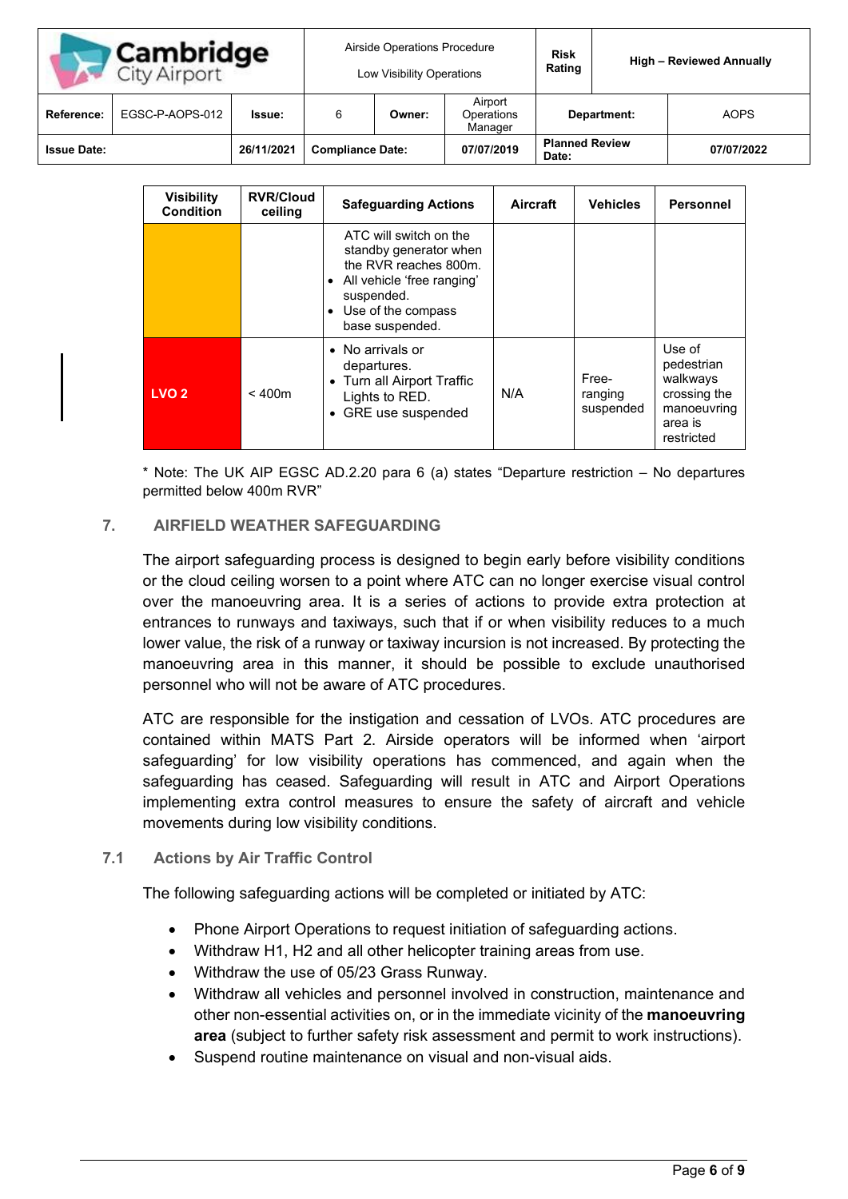| Visibility Condition | RVR/Cloud ceiling | Safeguarding Actions | Aircraft | Vehicles | Personnel |
|---|---|---|---|---|---|
| | | ATC will switch on the standby generator when the RVR reaches 800m.<br>• All vehicle 'free ranging' suspended.<br>• Use of the compass base suspended. | | | |
| LVO 2 | < 400m | • No arrivals or departures.<br>• Turn all Airport Traffic Lights to RED.<br>• GRE use suspended | N/A | Free-ranging suspended | Use of pedestrian walkways crossing the manoeuvring area is restricted |

* Note: The UK AIP EGSC AD.2.20 para 6 (a) states "Departure restriction – No departures permitted below 400m RVR"

## 7. AIRFIELD WEATHER SAFEGUARDING

The airport safeguarding process is designed to begin early before visibility conditions or the cloud ceiling worsen to a point where ATC can no longer exercise visual control over the manoeuvring area. It is a series of actions to provide extra protection at entrances to runways and taxiways, such that if or when visibility reduces to a much lower value, the risk of a runway or taxiway incursion is not increased. By protecting the manoeuvring area in this manner, it should be possible to exclude unauthorised personnel who will not be aware of ATC procedures.

ATC are responsible for the instigation and cessation of LVOs. ATC procedures are contained within MATS Part 2. Airside operators will be informed when 'airport safeguarding' for low visibility operations has commenced, and again when the safeguarding has ceased. Safeguarding will result in ATC and Airport Operations implementing extra control measures to ensure the safety of aircraft and vehicle movements during low visibility conditions.

### 7.1 Actions by Air Traffic Control

The following safeguarding actions will be completed or initiated by ATC:

- Phone Airport Operations to request initiation of safeguarding actions.
- Withdraw H1, H2 and all other helicopter training areas from use.
- Withdraw the use of 05/23 Grass Runway.
- Withdraw all vehicles and personnel involved in construction, maintenance and other non-essential activities on, or in the immediate vicinity of the **manoeuvring area** (subject to further safety risk assessment and permit to work instructions).
- Suspend routine maintenance on visual and non-visual aids.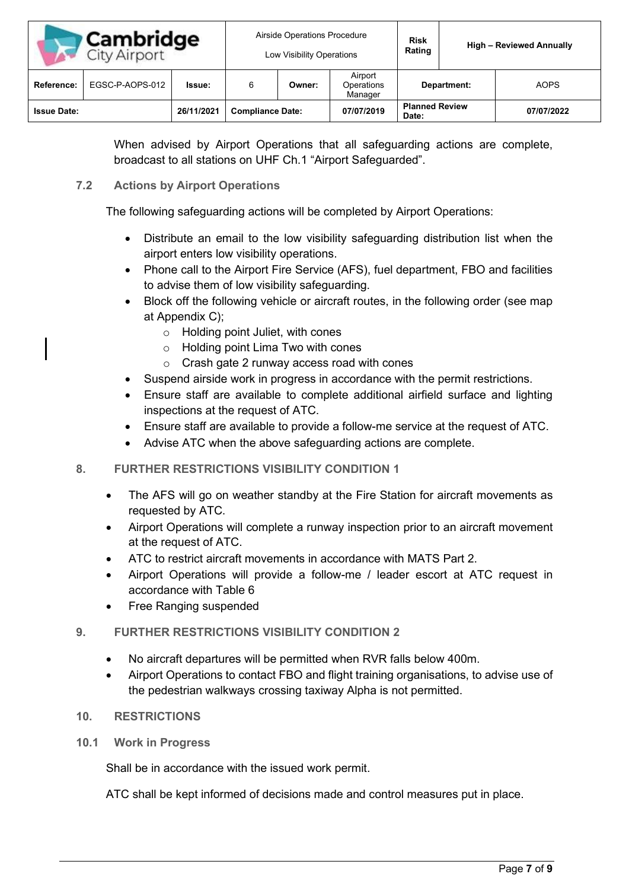When advised by Airport Operations that all safeguarding actions are complete, broadcast to all stations on UHF Ch.1 "Airport Safeguarded".

### 7.2 Actions by Airport Operations

The following safeguarding actions will be completed by Airport Operations:

- Distribute an email to the low visibility safeguarding distribution list when the airport enters low visibility operations.
- Phone call to the Airport Fire Service (AFS), fuel department, FBO and facilities to advise them of low visibility safeguarding.
- Block off the following vehicle or aircraft routes, in the following order (see map at Appendix C);
  - Holding point Juliet, with cones
  - Holding point Lima Two with cones
  - Crash gate 2 runway access road with cones
- Suspend airside work in progress in accordance with the permit restrictions.
- Ensure staff are available to complete additional airfield surface and lighting inspections at the request of ATC.
- Ensure staff are available to provide a follow-me service at the request of ATC.
- Advise ATC when the above safeguarding actions are complete.

## 8. FURTHER RESTRICTIONS VISIBILITY CONDITION 1

- The AFS will go on weather standby at the Fire Station for aircraft movements as requested by ATC.
- Airport Operations will complete a runway inspection prior to an aircraft movement at the request of ATC.
- ATC to restrict aircraft movements in accordance with MATS Part 2.
- Airport Operations will provide a follow-me / leader escort at ATC request in accordance with Table 6
- Free Ranging suspended

## 9. FURTHER RESTRICTIONS VISIBILITY CONDITION 2

- No aircraft departures will be permitted when RVR falls below 400m.
- Airport Operations to contact FBO and flight training organisations, to advise use of the pedestrian walkways crossing taxiway Alpha is not permitted.

## 10. RESTRICTIONS

### 10.1 Work in Progress

Shall be in accordance with the issued work permit.

ATC shall be kept informed of decisions made and control measures put in place.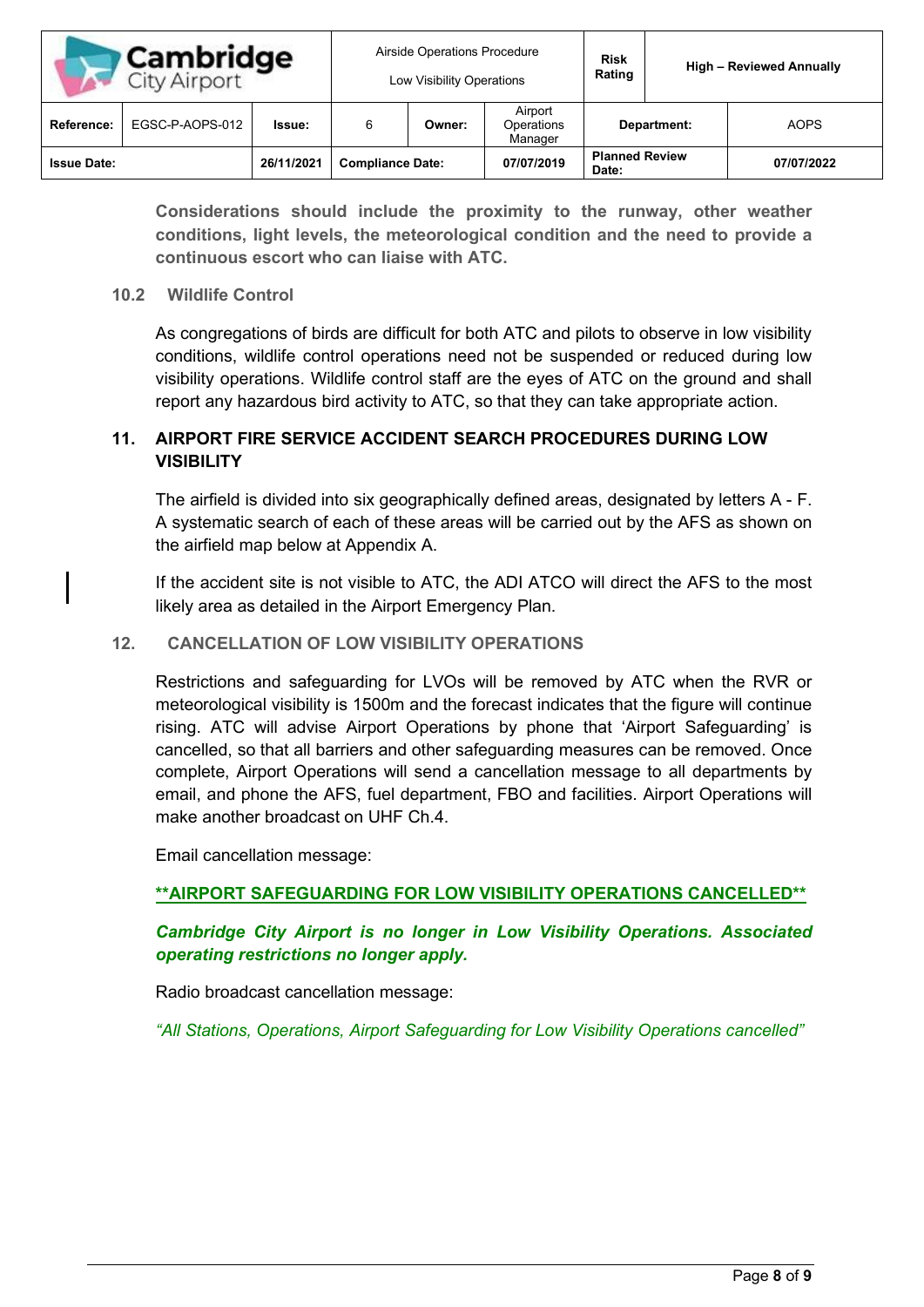**Considerations should include the proximity to the runway, other weather conditions, light levels, the meteorological condition and the need to provide a continuous escort who can liaise with ATC.**

### 10.2 Wildlife Control

As congregations of birds are difficult for both ATC and pilots to observe in low visibility conditions, wildlife control operations need not be suspended or reduced during low visibility operations. Wildlife control staff are the eyes of ATC on the ground and shall report any hazardous bird activity to ATC, so that they can take appropriate action.

## 11. AIRPORT FIRE SERVICE ACCIDENT SEARCH PROCEDURES DURING LOW VISIBILITY

The airfield is divided into six geographically defined areas, designated by letters A - F. A systematic search of each of these areas will be carried out by the AFS as shown on the airfield map below at Appendix A.

If the accident site is not visible to ATC, the ADI ATCO will direct the AFS to the most likely area as detailed in the Airport Emergency Plan.

## 12. CANCELLATION OF LOW VISIBILITY OPERATIONS

Restrictions and safeguarding for LVOs will be removed by ATC when the RVR or meteorological visibility is 1500m and the forecast indicates that the figure will continue rising. ATC will advise Airport Operations by phone that 'Airport Safeguarding' is cancelled, so that all barriers and other safeguarding measures can be removed. Once complete, Airport Operations will send a cancellation message to all departments by email, and phone the AFS, fuel department, FBO and facilities. Airport Operations will make another broadcast on UHF Ch.4.

Email cancellation message:

**\*\*AIRPORT SAFEGUARDING FOR LOW VISIBILITY OPERATIONS CANCELLED\*\***

***Cambridge City Airport is no longer in Low Visibility Operations. Associated operating restrictions no longer apply.***

Radio broadcast cancellation message:

*"All Stations, Operations, Airport Safeguarding for Low Visibility Operations cancelled"*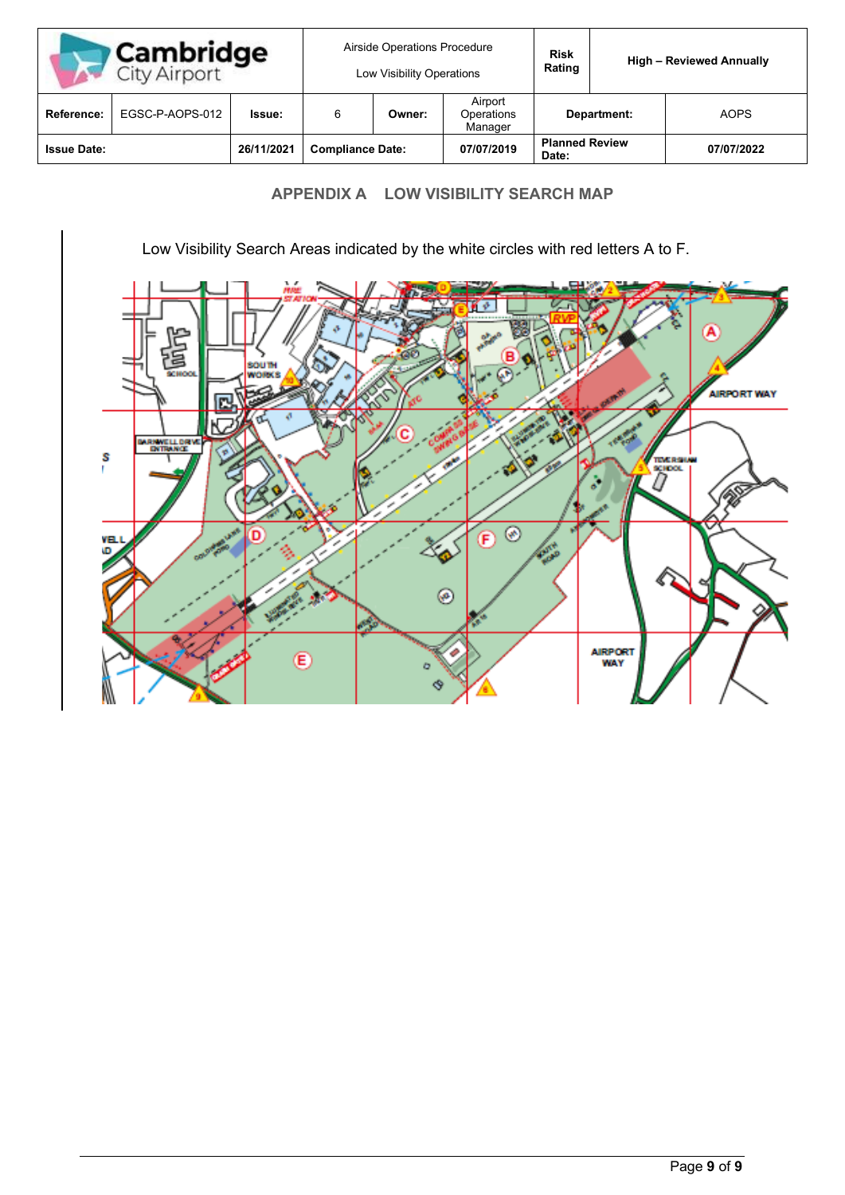| | | | | | | | |
|---|---|---|---|---|---|---|---|
| Cambridge City Airport | | Airside Operations Procedure<br><br>Low Visibility Operations | | | | Risk Rating | High – Reviewed Annually |
| **Reference:** | EGSC-P-AOPS-012 | **Issue:** | 6 | **Owner:** | Airport Operations Manager | **Department:** | AOPS |
| **Issue Date:** | | **26/11/2021** | **Compliance Date:** | | **07/07/2019** | **Planned Review Date:** | **07/07/2022** |

## APPENDIX A LOW VISIBILITY SEARCH MAP

Low Visibility Search Areas indicated by the white circles with red letters A to F.